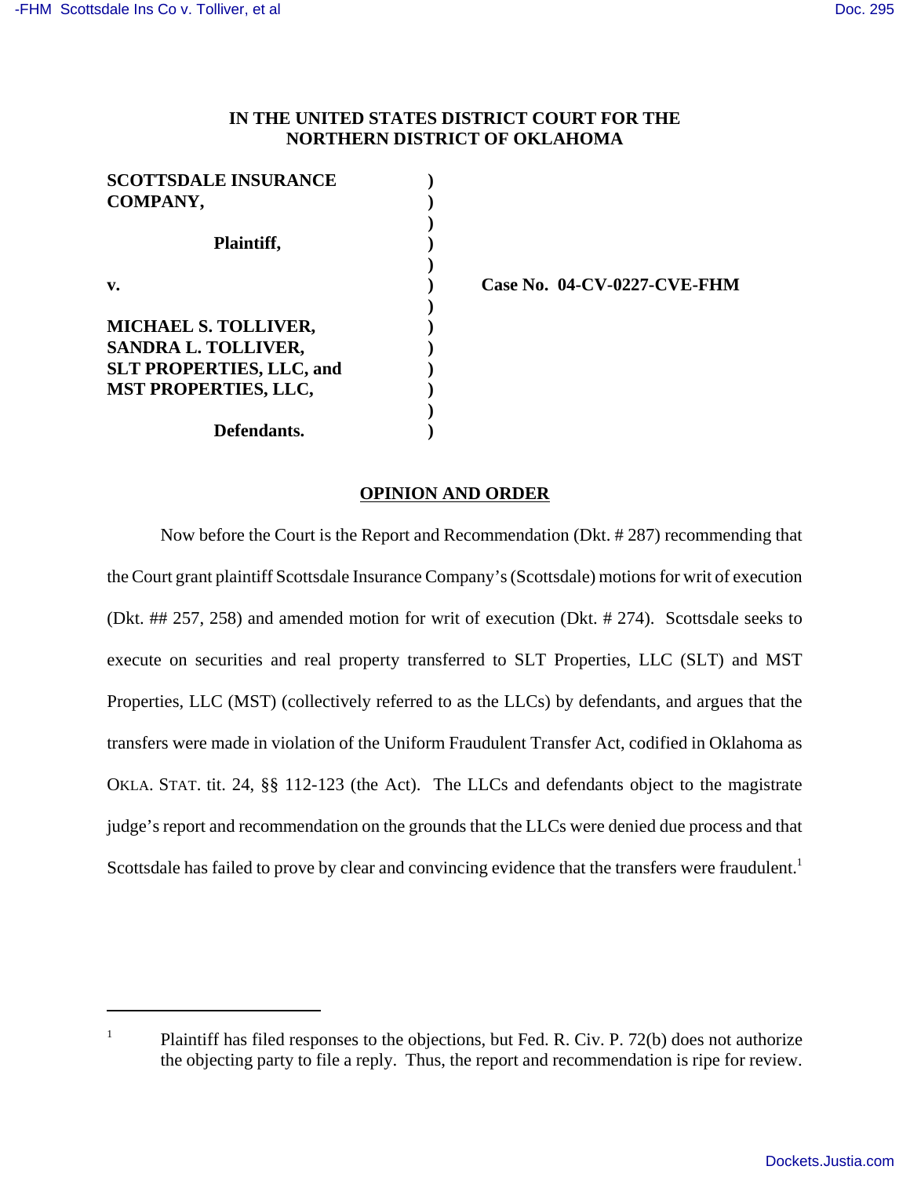**IN THE UNITED STATES DISTRICT COURT FOR THE NORTHERN DISTRICT OF OKLAHOMA**

| | | |
|---|---|---|
| **SCOTTSDALE INSURANCE COMPANY,** | **)** | |
| **Plaintiff,** | **)** | |
| **v.** | **)** | **Case No. 04-CV-0227-CVE-FHM** |
| **MICHAEL S. TOLLIVER, SANDRA L. TOLLIVER, SLT PROPERTIES, LLC, and MST PROPERTIES, LLC,** | **)** | |
| **Defendants.** | **)** | |

**OPINION AND ORDER**

Now before the Court is the Report and Recommendation (Dkt. # 287) recommending that the Court grant plaintiff Scottsdale Insurance Company's (Scottsdale) motions for writ of execution (Dkt. ## 257, 258) and amended motion for writ of execution (Dkt. # 274). Scottsdale seeks to execute on securities and real property transferred to SLT Properties, LLC (SLT) and MST Properties, LLC (MST) (collectively referred to as the LLCs) by defendants, and argues that the transfers were made in violation of the Uniform Fraudulent Transfer Act, codified in Oklahoma as OKLA. STAT. tit. 24, §§ 112-123 (the Act). The LLCs and defendants object to the magistrate judge's report and recommendation on the grounds that the LLCs were denied due process and that Scottsdale has failed to prove by clear and convincing evidence that the transfers were fraudulent.[1]

---

[1] Plaintiff has filed responses to the objections, but Fed. R. Civ. P. 72(b) does not authorize the objecting party to file a reply. Thus, the report and recommendation is ripe for review.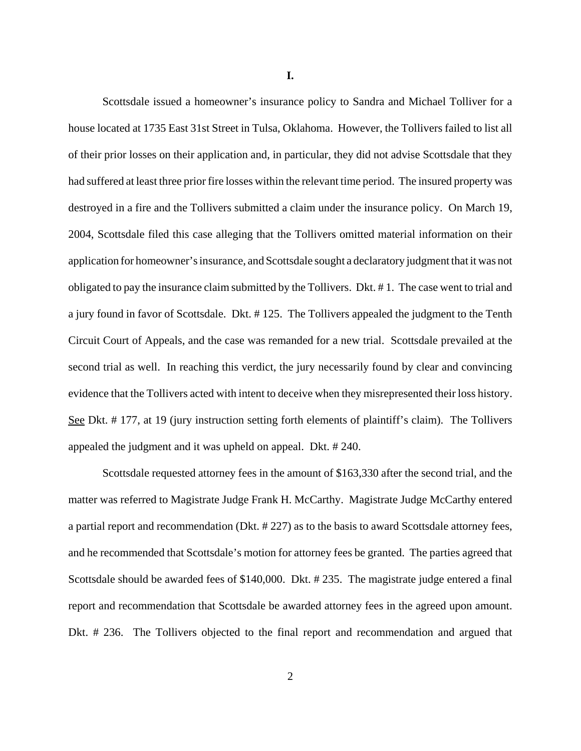**I.**

Scottsdale issued a homeowner's insurance policy to Sandra and Michael Tolliver for a house located at 1735 East 31st Street in Tulsa, Oklahoma. However, the Tollivers failed to list all of their prior losses on their application and, in particular, they did not advise Scottsdale that they had suffered at least three prior fire losses within the relevant time period. The insured property was destroyed in a fire and the Tollivers submitted a claim under the insurance policy. On March 19, 2004, Scottsdale filed this case alleging that the Tollivers omitted material information on their application for homeowner's insurance, and Scottsdale sought a declaratory judgment that it was not obligated to pay the insurance claim submitted by the Tollivers. Dkt. # 1. The case went to trial and a jury found in favor of Scottsdale. Dkt. # 125. The Tollivers appealed the judgment to the Tenth Circuit Court of Appeals, and the case was remanded for a new trial. Scottsdale prevailed at the second trial as well. In reaching this verdict, the jury necessarily found by clear and convincing evidence that the Tollivers acted with intent to deceive when they misrepresented their loss history. See Dkt. # 177, at 19 (jury instruction setting forth elements of plaintiff's claim). The Tollivers appealed the judgment and it was upheld on appeal. Dkt. # 240.

Scottsdale requested attorney fees in the amount of $163,330 after the second trial, and the matter was referred to Magistrate Judge Frank H. McCarthy. Magistrate Judge McCarthy entered a partial report and recommendation (Dkt. # 227) as to the basis to award Scottsdale attorney fees, and he recommended that Scottsdale's motion for attorney fees be granted. The parties agreed that Scottsdale should be awarded fees of $140,000. Dkt. # 235. The magistrate judge entered a final report and recommendation that Scottsdale be awarded attorney fees in the agreed upon amount. Dkt. # 236. The Tollivers objected to the final report and recommendation and argued that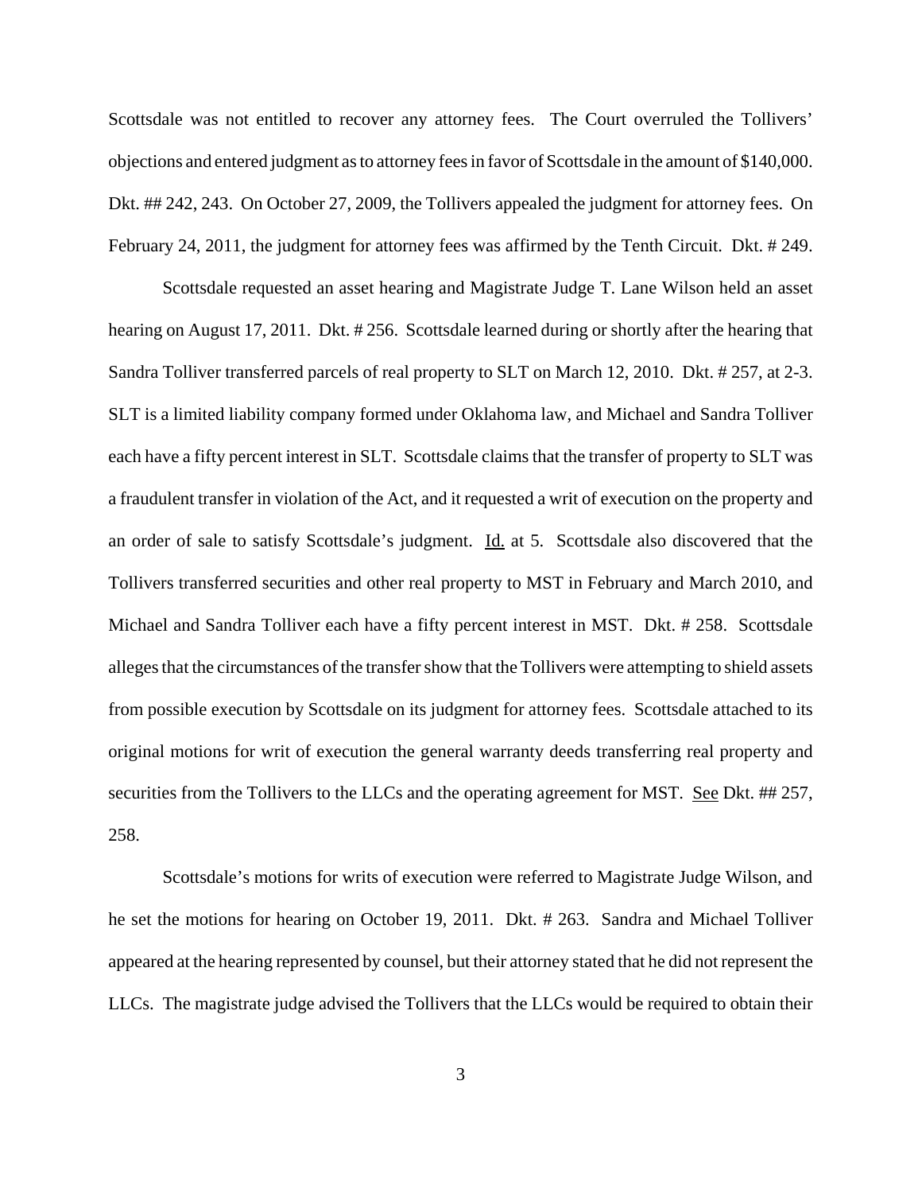Scottsdale was not entitled to recover any attorney fees. The Court overruled the Tollivers' objections and entered judgment as to attorney fees in favor of Scottsdale in the amount of $140,000. Dkt. ## 242, 243. On October 27, 2009, the Tollivers appealed the judgment for attorney fees. On February 24, 2011, the judgment for attorney fees was affirmed by the Tenth Circuit. Dkt. # 249.

Scottsdale requested an asset hearing and Magistrate Judge T. Lane Wilson held an asset hearing on August 17, 2011. Dkt. # 256. Scottsdale learned during or shortly after the hearing that Sandra Tolliver transferred parcels of real property to SLT on March 12, 2010. Dkt. # 257, at 2-3. SLT is a limited liability company formed under Oklahoma law, and Michael and Sandra Tolliver each have a fifty percent interest in SLT. Scottsdale claims that the transfer of property to SLT was a fraudulent transfer in violation of the Act, and it requested a writ of execution on the property and an order of sale to satisfy Scottsdale's judgment. Id. at 5. Scottsdale also discovered that the Tollivers transferred securities and other real property to MST in February and March 2010, and Michael and Sandra Tolliver each have a fifty percent interest in MST. Dkt. # 258. Scottsdale alleges that the circumstances of the transfer show that the Tollivers were attempting to shield assets from possible execution by Scottsdale on its judgment for attorney fees. Scottsdale attached to its original motions for writ of execution the general warranty deeds transferring real property and securities from the Tollivers to the LLCs and the operating agreement for MST. See Dkt. ## 257, 258.

Scottsdale's motions for writs of execution were referred to Magistrate Judge Wilson, and he set the motions for hearing on October 19, 2011. Dkt. # 263. Sandra and Michael Tolliver appeared at the hearing represented by counsel, but their attorney stated that he did not represent the LLCs. The magistrate judge advised the Tollivers that the LLCs would be required to obtain their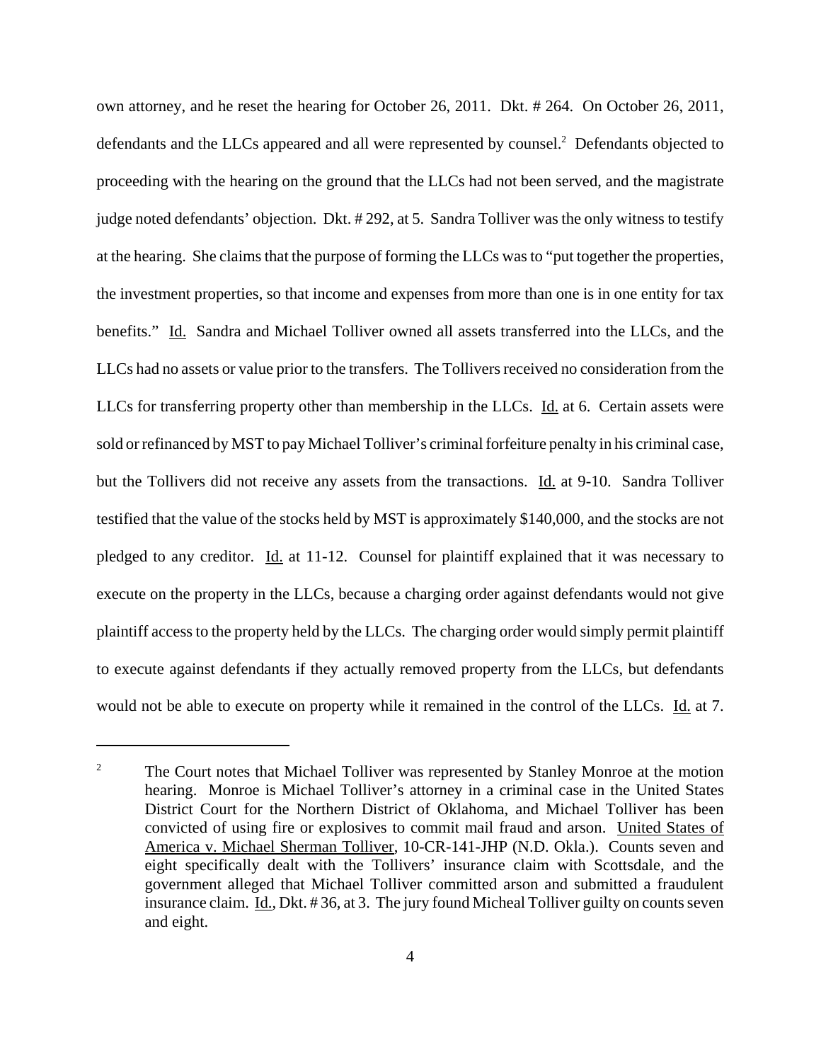own attorney, and he reset the hearing for October 26, 2011. Dkt. # 264. On October 26, 2011, defendants and the LLCs appeared and all were represented by counsel.[2] Defendants objected to proceeding with the hearing on the ground that the LLCs had not been served, and the magistrate judge noted defendants' objection. Dkt. # 292, at 5. Sandra Tolliver was the only witness to testify at the hearing. She claims that the purpose of forming the LLCs was to "put together the properties, the investment properties, so that income and expenses from more than one is in one entity for tax benefits." Id. Sandra and Michael Tolliver owned all assets transferred into the LLCs, and the LLCs had no assets or value prior to the transfers. The Tollivers received no consideration from the LLCs for transferring property other than membership in the LLCs. Id. at 6. Certain assets were sold or refinanced by MST to pay Michael Tolliver's criminal forfeiture penalty in his criminal case, but the Tollivers did not receive any assets from the transactions. Id. at 9-10. Sandra Tolliver testified that the value of the stocks held by MST is approximately $140,000, and the stocks are not pledged to any creditor. Id. at 11-12. Counsel for plaintiff explained that it was necessary to execute on the property in the LLCs, because a charging order against defendants would not give plaintiff access to the property held by the LLCs. The charging order would simply permit plaintiff to execute against defendants if they actually removed property from the LLCs, but defendants would not be able to execute on property while it remained in the control of the LLCs. Id. at 7.

[2] The Court notes that Michael Tolliver was represented by Stanley Monroe at the motion hearing. Monroe is Michael Tolliver's attorney in a criminal case in the United States District Court for the Northern District of Oklahoma, and Michael Tolliver has been convicted of using fire or explosives to commit mail fraud and arson. United States of America v. Michael Sherman Tolliver, 10-CR-141-JHP (N.D. Okla.). Counts seven and eight specifically dealt with the Tollivers' insurance claim with Scottsdale, and the government alleged that Michael Tolliver committed arson and submitted a fraudulent insurance claim. Id., Dkt. # 36, at 3. The jury found Micheal Tolliver guilty on counts seven and eight.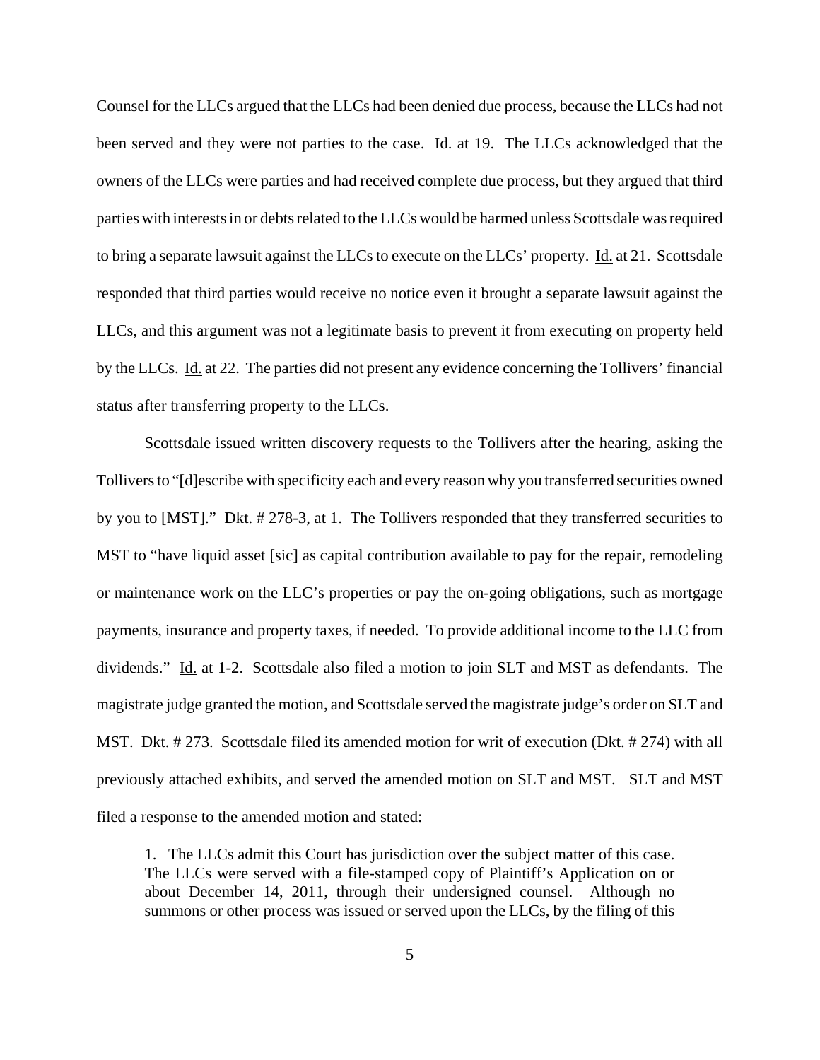Counsel for the LLCs argued that the LLCs had been denied due process, because the LLCs had not been served and they were not parties to the case. Id. at 19. The LLCs acknowledged that the owners of the LLCs were parties and had received complete due process, but they argued that third parties with interests in or debts related to the LLCs would be harmed unless Scottsdale was required to bring a separate lawsuit against the LLCs to execute on the LLCs' property. Id. at 21. Scottsdale responded that third parties would receive no notice even it brought a separate lawsuit against the LLCs, and this argument was not a legitimate basis to prevent it from executing on property held by the LLCs. Id. at 22. The parties did not present any evidence concerning the Tollivers' financial status after transferring property to the LLCs.

Scottsdale issued written discovery requests to the Tollivers after the hearing, asking the Tollivers to "[d]escribe with specificity each and every reason why you transferred securities owned by you to [MST]." Dkt. # 278-3, at 1. The Tollivers responded that they transferred securities to MST to "have liquid asset [sic] as capital contribution available to pay for the repair, remodeling or maintenance work on the LLC's properties or pay the on-going obligations, such as mortgage payments, insurance and property taxes, if needed. To provide additional income to the LLC from dividends." Id. at 1-2. Scottsdale also filed a motion to join SLT and MST as defendants. The magistrate judge granted the motion, and Scottsdale served the magistrate judge's order on SLT and MST. Dkt. # 273. Scottsdale filed its amended motion for writ of execution (Dkt. # 274) with all previously attached exhibits, and served the amended motion on SLT and MST. SLT and MST filed a response to the amended motion and stated:

> 1. The LLCs admit this Court has jurisdiction over the subject matter of this case. The LLCs were served with a file-stamped copy of Plaintiff's Application on or about December 14, 2011, through their undersigned counsel. Although no summons or other process was issued or served upon the LLCs, by the filing of this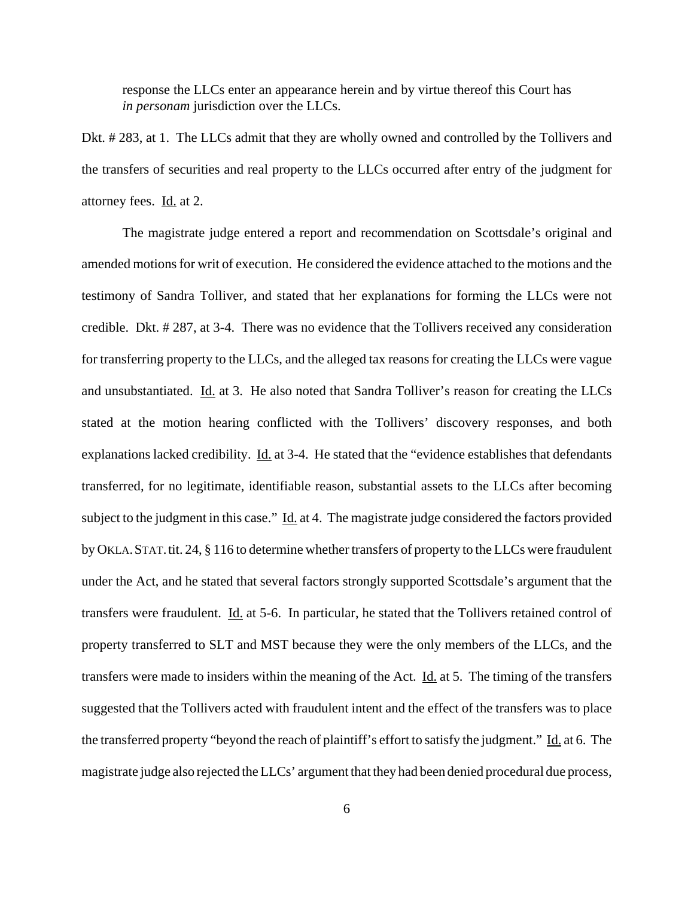response the LLCs enter an appearance herein and by virtue thereof this Court has *in personam* jurisdiction over the LLCs.

Dkt. # 283, at 1. The LLCs admit that they are wholly owned and controlled by the Tollivers and the transfers of securities and real property to the LLCs occurred after entry of the judgment for attorney fees. Id. at 2.

The magistrate judge entered a report and recommendation on Scottsdale's original and amended motions for writ of execution. He considered the evidence attached to the motions and the testimony of Sandra Tolliver, and stated that her explanations for forming the LLCs were not credible. Dkt. # 287, at 3-4. There was no evidence that the Tollivers received any consideration for transferring property to the LLCs, and the alleged tax reasons for creating the LLCs were vague and unsubstantiated. Id. at 3. He also noted that Sandra Tolliver's reason for creating the LLCs stated at the motion hearing conflicted with the Tollivers' discovery responses, and both explanations lacked credibility. Id. at 3-4. He stated that the "evidence establishes that defendants transferred, for no legitimate, identifiable reason, substantial assets to the LLCs after becoming subject to the judgment in this case." Id. at 4. The magistrate judge considered the factors provided by OKLA. STAT. tit. 24, § 116 to determine whether transfers of property to the LLCs were fraudulent under the Act, and he stated that several factors strongly supported Scottsdale's argument that the transfers were fraudulent. Id. at 5-6. In particular, he stated that the Tollivers retained control of property transferred to SLT and MST because they were the only members of the LLCs, and the transfers were made to insiders within the meaning of the Act. Id. at 5. The timing of the transfers suggested that the Tollivers acted with fraudulent intent and the effect of the transfers was to place the transferred property "beyond the reach of plaintiff's effort to satisfy the judgment." Id. at 6. The magistrate judge also rejected the LLCs' argument that they had been denied procedural due process,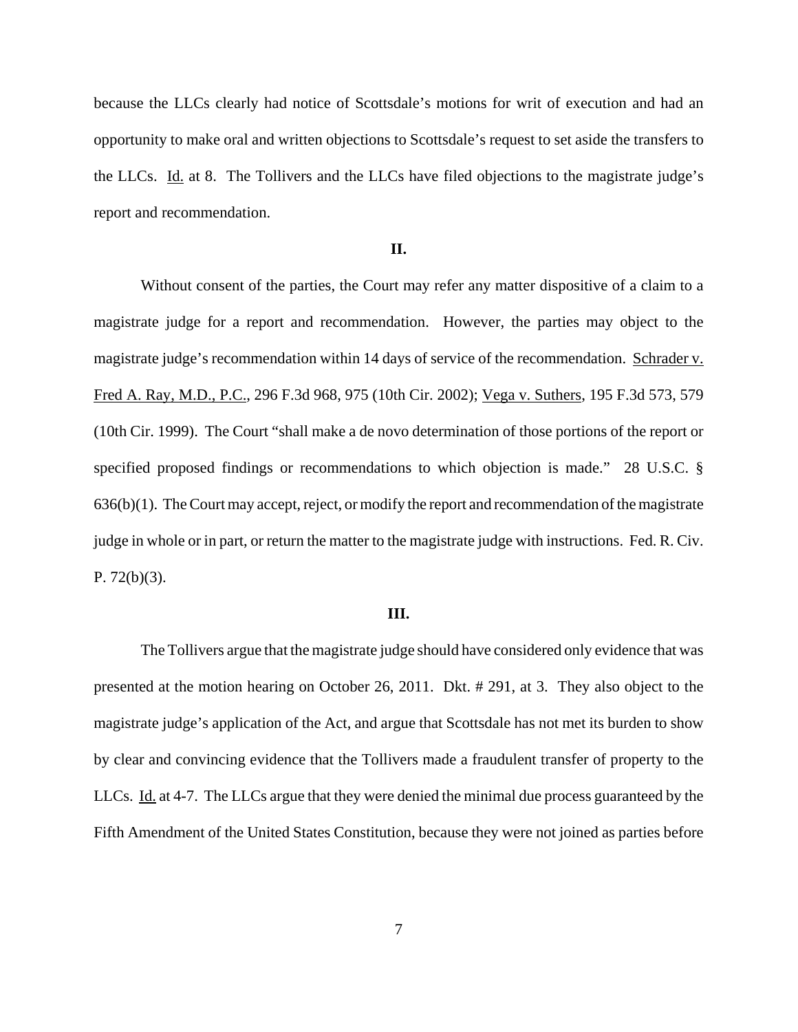because the LLCs clearly had notice of Scottsdale's motions for writ of execution and had an opportunity to make oral and written objections to Scottsdale's request to set aside the transfers to the LLCs. Id. at 8. The Tollivers and the LLCs have filed objections to the magistrate judge's report and recommendation.

## II.

Without consent of the parties, the Court may refer any matter dispositive of a claim to a magistrate judge for a report and recommendation. However, the parties may object to the magistrate judge's recommendation within 14 days of service of the recommendation. Schrader v. Fred A. Ray, M.D., P.C., 296 F.3d 968, 975 (10th Cir. 2002); Vega v. Suthers, 195 F.3d 573, 579 (10th Cir. 1999). The Court "shall make a de novo determination of those portions of the report or specified proposed findings or recommendations to which objection is made." 28 U.S.C. § 636(b)(1). The Court may accept, reject, or modify the report and recommendation of the magistrate judge in whole or in part, or return the matter to the magistrate judge with instructions. Fed. R. Civ. P. 72(b)(3).

## III.

The Tollivers argue that the magistrate judge should have considered only evidence that was presented at the motion hearing on October 26, 2011. Dkt. # 291, at 3. They also object to the magistrate judge's application of the Act, and argue that Scottsdale has not met its burden to show by clear and convincing evidence that the Tollivers made a fraudulent transfer of property to the LLCs. Id. at 4-7. The LLCs argue that they were denied the minimal due process guaranteed by the Fifth Amendment of the United States Constitution, because they were not joined as parties before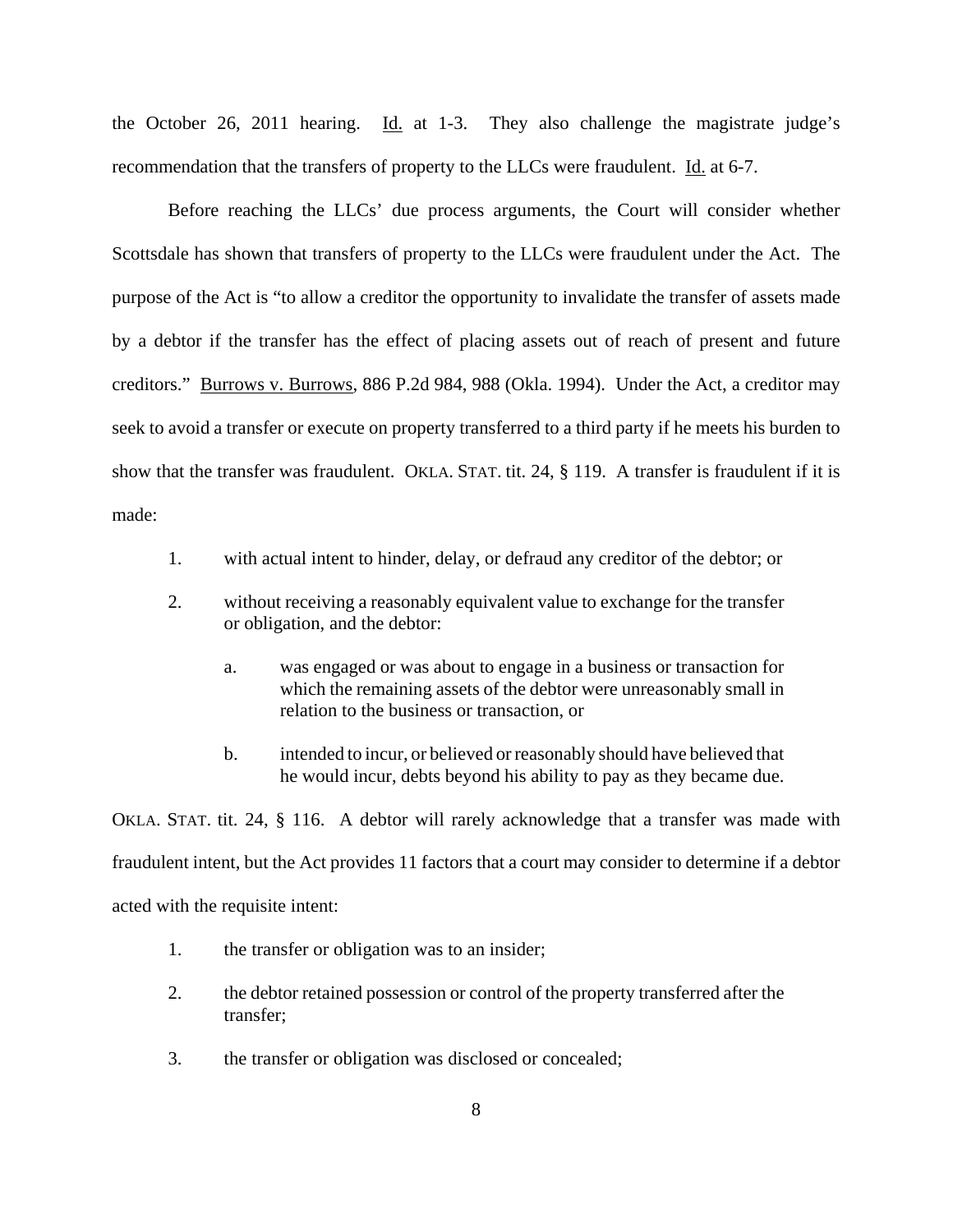the October 26, 2011 hearing. Id. at 1-3. They also challenge the magistrate judge's recommendation that the transfers of property to the LLCs were fraudulent. Id. at 6-7.

Before reaching the LLCs' due process arguments, the Court will consider whether Scottsdale has shown that transfers of property to the LLCs were fraudulent under the Act. The purpose of the Act is "to allow a creditor the opportunity to invalidate the transfer of assets made by a debtor if the transfer has the effect of placing assets out of reach of present and future creditors." Burrows v. Burrows, 886 P.2d 984, 988 (Okla. 1994). Under the Act, a creditor may seek to avoid a transfer or execute on property transferred to a third party if he meets his burden to show that the transfer was fraudulent. OKLA. STAT. tit. 24, § 119. A transfer is fraudulent if it is made:

1. with actual intent to hinder, delay, or defraud any creditor of the debtor; or

2. without receiving a reasonably equivalent value to exchange for the transfer or obligation, and the debtor:

   a. was engaged or was about to engage in a business or transaction for which the remaining assets of the debtor were unreasonably small in relation to the business or transaction, or

   b. intended to incur, or believed or reasonably should have believed that he would incur, debts beyond his ability to pay as they became due.

OKLA. STAT. tit. 24, § 116. A debtor will rarely acknowledge that a transfer was made with fraudulent intent, but the Act provides 11 factors that a court may consider to determine if a debtor acted with the requisite intent:

1. the transfer or obligation was to an insider;

2. the debtor retained possession or control of the property transferred after the transfer;

3. the transfer or obligation was disclosed or concealed;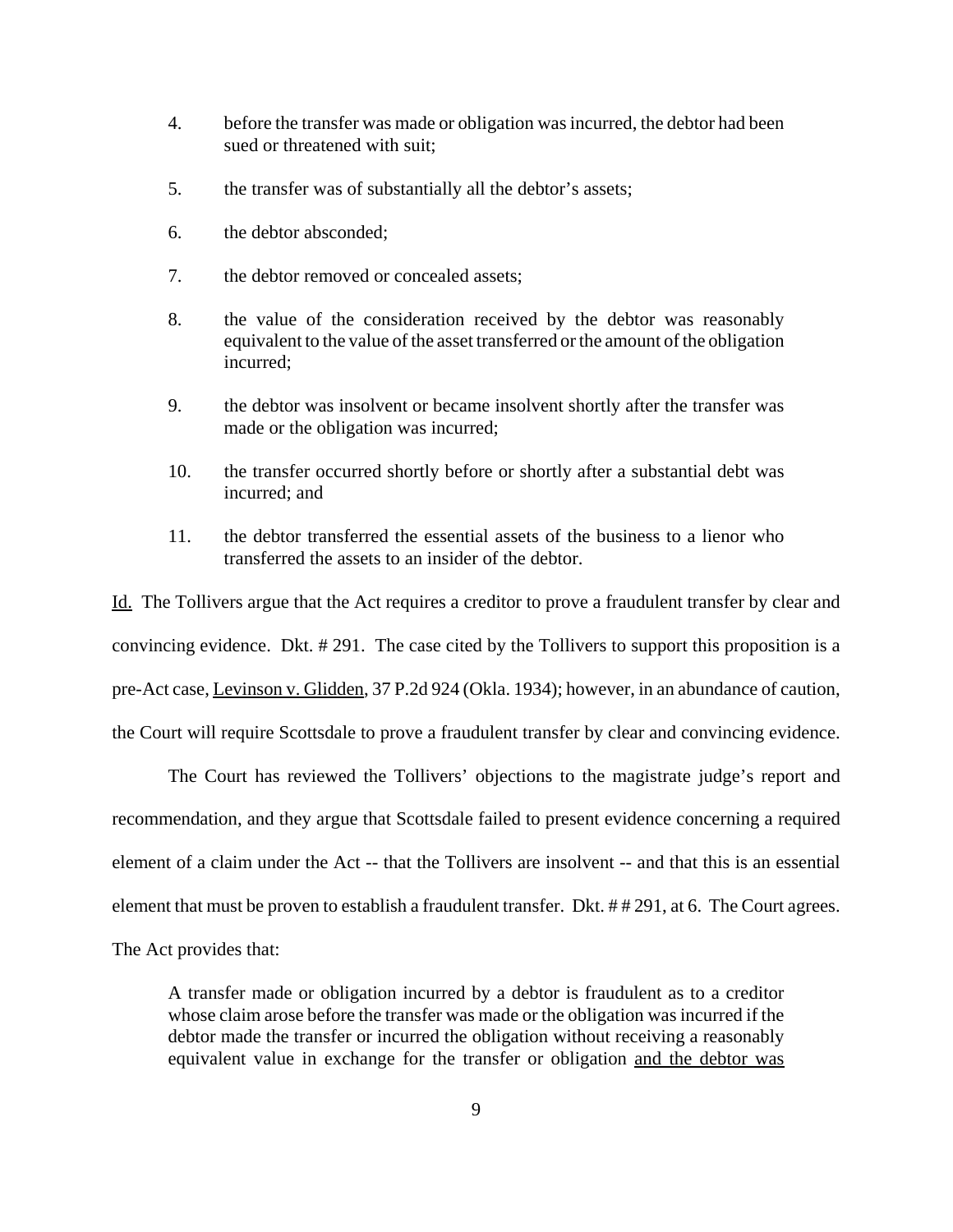4. before the transfer was made or obligation was incurred, the debtor had been sued or threatened with suit;

5. the transfer was of substantially all the debtor's assets;

6. the debtor absconded;

7. the debtor removed or concealed assets;

8. the value of the consideration received by the debtor was reasonably equivalent to the value of the asset transferred or the amount of the obligation incurred;

9. the debtor was insolvent or became insolvent shortly after the transfer was made or the obligation was incurred;

10. the transfer occurred shortly before or shortly after a substantial debt was incurred; and

11. the debtor transferred the essential assets of the business to a lienor who transferred the assets to an insider of the debtor.

Id. The Tollivers argue that the Act requires a creditor to prove a fraudulent transfer by clear and convincing evidence. Dkt. # 291. The case cited by the Tollivers to support this proposition is a pre-Act case, Levinson v. Glidden, 37 P.2d 924 (Okla. 1934); however, in an abundance of caution, the Court will require Scottsdale to prove a fraudulent transfer by clear and convincing evidence.

The Court has reviewed the Tollivers' objections to the magistrate judge's report and recommendation, and they argue that Scottsdale failed to present evidence concerning a required element of a claim under the Act -- that the Tollivers are insolvent -- and that this is an essential element that must be proven to establish a fraudulent transfer. Dkt. # # 291, at 6. The Court agrees. The Act provides that:

> A transfer made or obligation incurred by a debtor is fraudulent as to a creditor whose claim arose before the transfer was made or the obligation was incurred if the debtor made the transfer or incurred the obligation without receiving a reasonably equivalent value in exchange for the transfer or obligation <u>and the debtor was</u>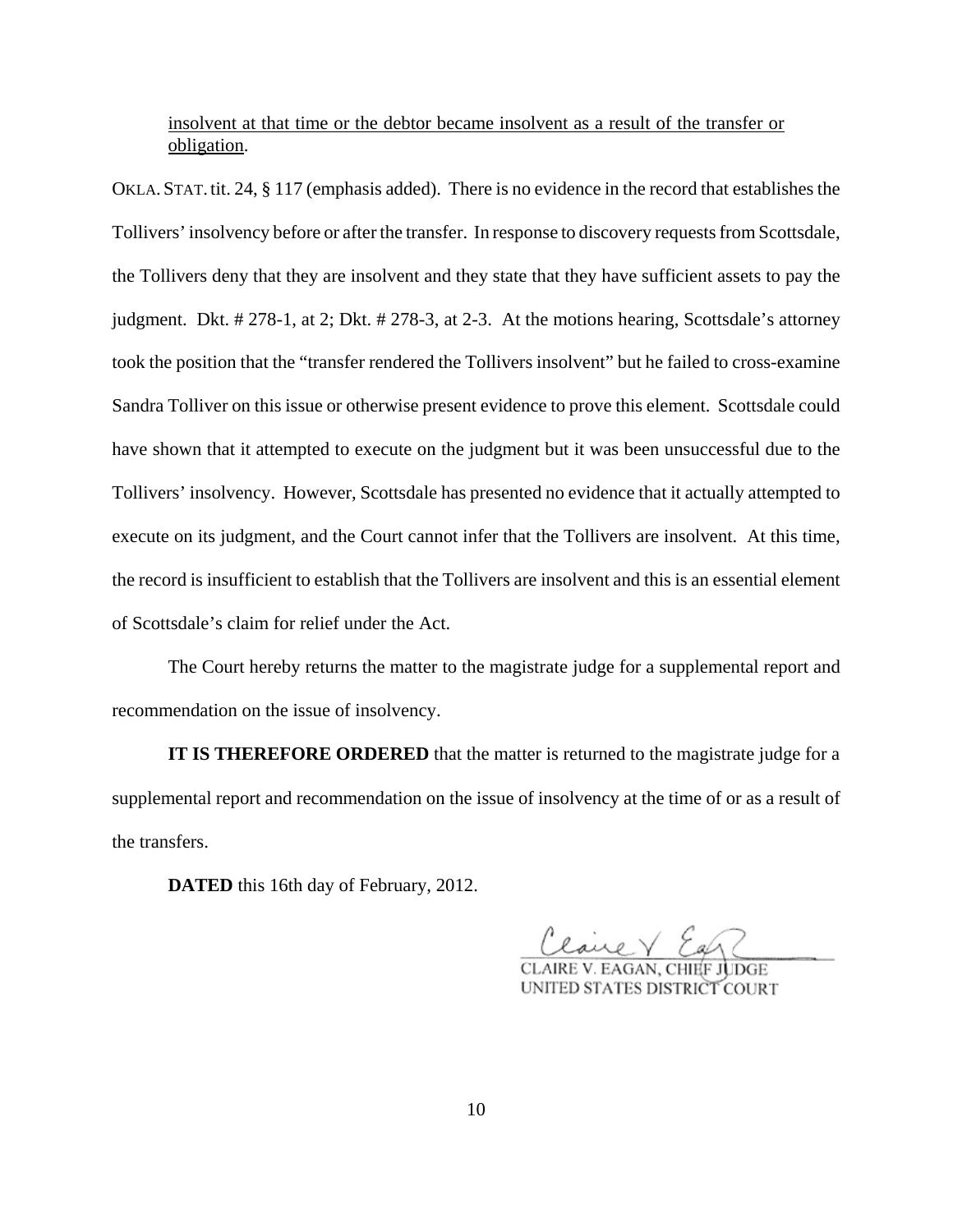<u>insolvent at that time or the debtor became insolvent as a result of the transfer or obligation</u>.

OKLA. STAT. tit. 24, § 117 (emphasis added). There is no evidence in the record that establishes the Tollivers' insolvency before or after the transfer. In response to discovery requests from Scottsdale, the Tollivers deny that they are insolvent and they state that they have sufficient assets to pay the judgment. Dkt. # 278-1, at 2; Dkt. # 278-3, at 2-3. At the motions hearing, Scottsdale's attorney took the position that the "transfer rendered the Tollivers insolvent" but he failed to cross-examine Sandra Tolliver on this issue or otherwise present evidence to prove this element. Scottsdale could have shown that it attempted to execute on the judgment but it was been unsuccessful due to the Tollivers' insolvency. However, Scottsdale has presented no evidence that it actually attempted to execute on its judgment, and the Court cannot infer that the Tollivers are insolvent. At this time, the record is insufficient to establish that the Tollivers are insolvent and this is an essential element of Scottsdale's claim for relief under the Act.

The Court hereby returns the matter to the magistrate judge for a supplemental report and recommendation on the issue of insolvency.

**IT IS THEREFORE ORDERED** that the matter is returned to the magistrate judge for a supplemental report and recommendation on the issue of insolvency at the time of or as a result of the transfers.

**DATED** this 16th day of February, 2012.

CLAIRE V. EAGAN, CHIEF JUDGE
UNITED STATES DISTRICT COURT